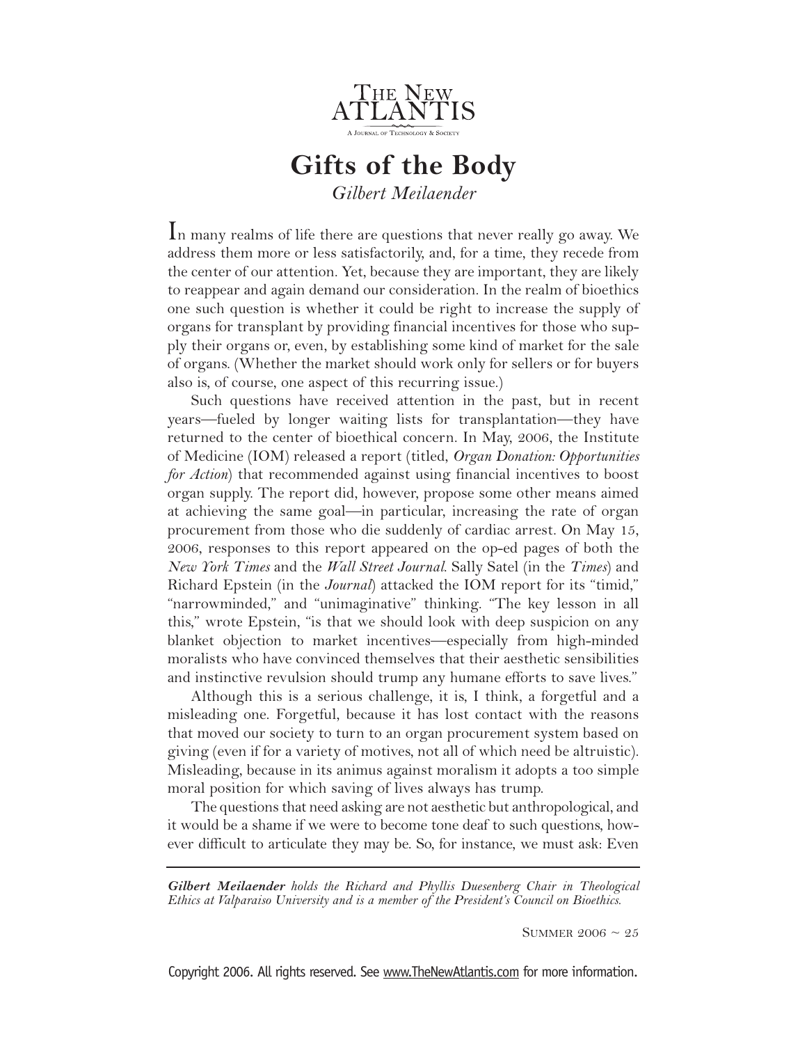# Gifts of the Body

*Gilbert Meilaender*

In many realms of life there are questions that never really go away. We address them more or less satisfactorily, and, for a time, they recede from the center of our attention. Yet, because they are important, they are likely to reappear and again demand our consideration. In the realm of bioethics one such question is whether it could be right to increase the supply of organs for transplant by providing financial incentives for those who supply their organs or, even, by establishing some kind of market for the sale of organs. (Whether the market should work only for sellers or for buyers also is, of course, one aspect of this recurring issue.)

Such questions have received attention in the past, but in recent years—fueled by longer waiting lists for transplantation—they have returned to the center of bioethical concern. In May, 2006, the Institute of Medicine (IOM) released a report (titled, *Organ Donation: Opportunities for Action*) that recommended against using financial incentives to boost organ supply. The report did, however, propose some other means aimed at achieving the same goal—in particular, increasing the rate of organ procurement from those who die suddenly of cardiac arrest. On May 15, 2006, responses to this report appeared on the op-ed pages of both the *New York Times* and the *Wall Street Journal*. Sally Satel (in the *Times*) and Richard Epstein (in the *Journal*) attacked the IOM report for its "timid," "narrowminded," and "unimaginative" thinking. "The key lesson in all this," wrote Epstein, "is that we should look with deep suspicion on any blanket objection to market incentives—especially from high-minded moralists who have convinced themselves that their aesthetic sensibilities and instinctive revulsion should trump any humane efforts to save lives."

Although this is a serious challenge, it is, I think, a forgetful and a misleading one. Forgetful, because it has lost contact with the reasons that moved our society to turn to an organ procurement system based on giving (even if for a variety of motives, not all of which need be altruistic). Misleading, because in its animus against moralism it adopts a too simple moral position for which saving of lives always has trump.

The questions that need asking are not aesthetic but anthropological, and it would be a shame if we were to become tone deaf to such questions, however difficult to articulate they may be. So, for instance, we must ask: Even

---

***Gilbert Meilaender*** *holds the Richard and Phyllis Duesenberg Chair in Theological Ethics at Valparaiso University and is a member of the President's Council on Bioethics.*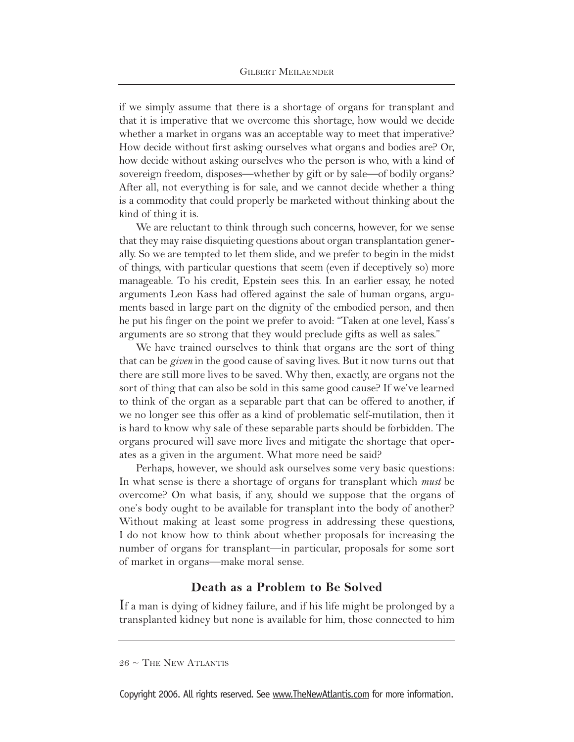if we simply assume that there is a shortage of organs for transplant and that it is imperative that we overcome this shortage, how would we decide whether a market in organs was an acceptable way to meet that imperative? How decide without first asking ourselves what organs and bodies are? Or, how decide without asking ourselves who the person is who, with a kind of sovereign freedom, disposes—whether by gift or by sale—of bodily organs? After all, not everything is for sale, and we cannot decide whether a thing is a commodity that could properly be marketed without thinking about the kind of thing it is.

We are reluctant to think through such concerns, however, for we sense that they may raise disquieting questions about organ transplantation generally. So we are tempted to let them slide, and we prefer to begin in the midst of things, with particular questions that seem (even if deceptively so) more manageable. To his credit, Epstein sees this. In an earlier essay, he noted arguments Leon Kass had offered against the sale of human organs, arguments based in large part on the dignity of the embodied person, and then he put his finger on the point we prefer to avoid: "Taken at one level, Kass's arguments are so strong that they would preclude gifts as well as sales."

We have trained ourselves to think that organs are the sort of thing that can be *given* in the good cause of saving lives. But it now turns out that there are still more lives to be saved. Why then, exactly, are organs not the sort of thing that can also be sold in this same good cause? If we've learned to think of the organ as a separable part that can be offered to another, if we no longer see this offer as a kind of problematic self-mutilation, then it is hard to know why sale of these separable parts should be forbidden. The organs procured will save more lives and mitigate the shortage that operates as a given in the argument. What more need be said?

Perhaps, however, we should ask ourselves some very basic questions: In what sense is there a shortage of organs for transplant which *must* be overcome? On what basis, if any, should we suppose that the organs of one's body ought to be available for transplant into the body of another? Without making at least some progress in addressing these questions, I do not know how to think about whether proposals for increasing the number of organs for transplant—in particular, proposals for some sort of market in organs—make moral sense.

## Death as a Problem to Be Solved

If a man is dying of kidney failure, and if his life might be prolonged by a transplanted kidney but none is available for him, those connected to him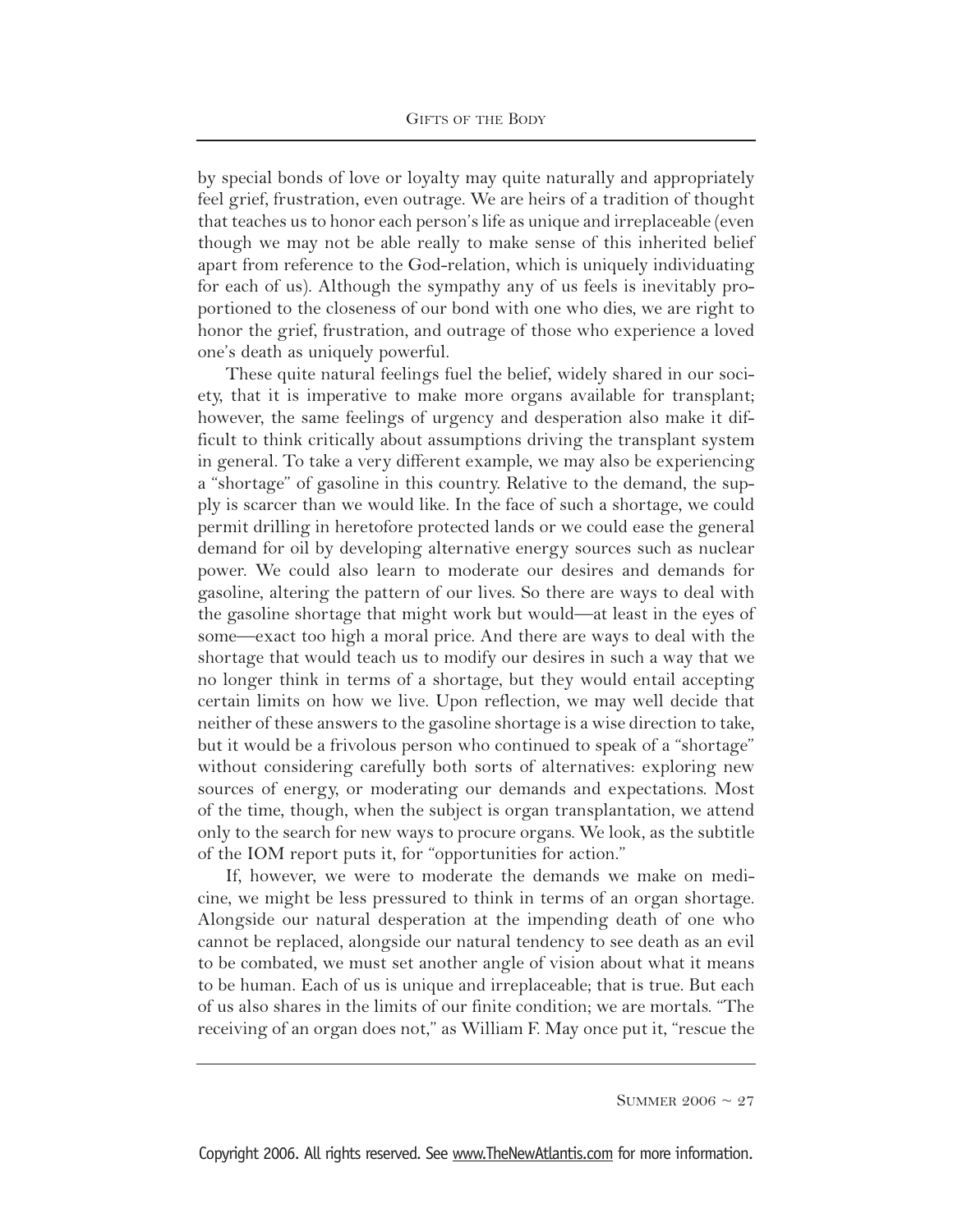by special bonds of love or loyalty may quite naturally and appropriately feel grief, frustration, even outrage. We are heirs of a tradition of thought that teaches us to honor each person's life as unique and irreplaceable (even though we may not be able really to make sense of this inherited belief apart from reference to the God-relation, which is uniquely individuating for each of us). Although the sympathy any of us feels is inevitably proportioned to the closeness of our bond with one who dies, we are right to honor the grief, frustration, and outrage of those who experience a loved one's death as uniquely powerful.

These quite natural feelings fuel the belief, widely shared in our society, that it is imperative to make more organs available for transplant; however, the same feelings of urgency and desperation also make it difficult to think critically about assumptions driving the transplant system in general. To take a very different example, we may also be experiencing a "shortage" of gasoline in this country. Relative to the demand, the supply is scarcer than we would like. In the face of such a shortage, we could permit drilling in heretofore protected lands or we could ease the general demand for oil by developing alternative energy sources such as nuclear power. We could also learn to moderate our desires and demands for gasoline, altering the pattern of our lives. So there are ways to deal with the gasoline shortage that might work but would—at least in the eyes of some—exact too high a moral price. And there are ways to deal with the shortage that would teach us to modify our desires in such a way that we no longer think in terms of a shortage, but they would entail accepting certain limits on how we live. Upon reflection, we may well decide that neither of these answers to the gasoline shortage is a wise direction to take, but it would be a frivolous person who continued to speak of a "shortage" without considering carefully both sorts of alternatives: exploring new sources of energy, or moderating our demands and expectations. Most of the time, though, when the subject is organ transplantation, we attend only to the search for new ways to procure organs. We look, as the subtitle of the IOM report puts it, for "opportunities for action."

If, however, we were to moderate the demands we make on medicine, we might be less pressured to think in terms of an organ shortage. Alongside our natural desperation at the impending death of one who cannot be replaced, alongside our natural tendency to see death as an evil to be combated, we must set another angle of vision about what it means to be human. Each of us is unique and irreplaceable; that is true. But each of us also shares in the limits of our finite condition; we are mortals. "The receiving of an organ does not," as William F. May once put it, "rescue the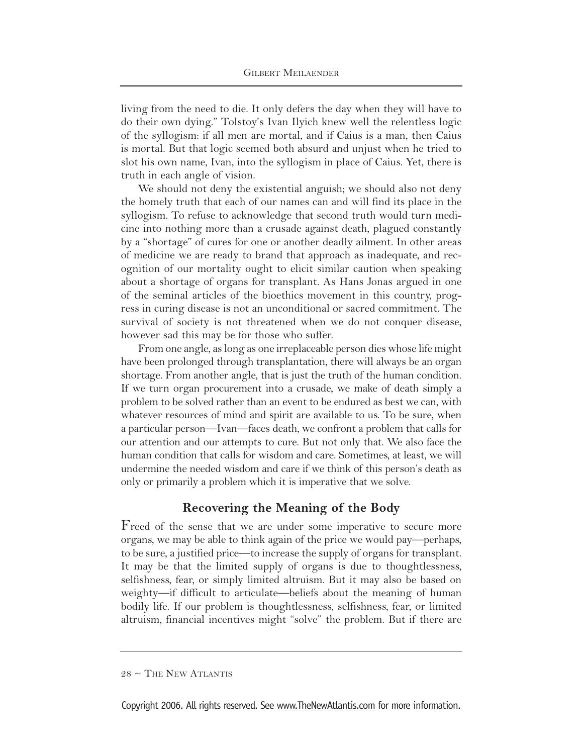living from the need to die. It only defers the day when they will have to do their own dying." Tolstoy's Ivan Ilyich knew well the relentless logic of the syllogism: if all men are mortal, and if Caius is a man, then Caius is mortal. But that logic seemed both absurd and unjust when he tried to slot his own name, Ivan, into the syllogism in place of Caius. Yet, there is truth in each angle of vision.

We should not deny the existential anguish; we should also not deny the homely truth that each of our names can and will find its place in the syllogism. To refuse to acknowledge that second truth would turn medicine into nothing more than a crusade against death, plagued constantly by a "shortage" of cures for one or another deadly ailment. In other areas of medicine we are ready to brand that approach as inadequate, and recognition of our mortality ought to elicit similar caution when speaking about a shortage of organs for transplant. As Hans Jonas argued in one of the seminal articles of the bioethics movement in this country, progress in curing disease is not an unconditional or sacred commitment. The survival of society is not threatened when we do not conquer disease, however sad this may be for those who suffer.

From one angle, as long as one irreplaceable person dies whose life might have been prolonged through transplantation, there will always be an organ shortage. From another angle, that is just the truth of the human condition. If we turn organ procurement into a crusade, we make of death simply a problem to be solved rather than an event to be endured as best we can, with whatever resources of mind and spirit are available to us. To be sure, when a particular person—Ivan—faces death, we confront a problem that calls for our attention and our attempts to cure. But not only that. We also face the human condition that calls for wisdom and care. Sometimes, at least, we will undermine the needed wisdom and care if we think of this person's death as only or primarily a problem which it is imperative that we solve.

## Recovering the Meaning of the Body

Freed of the sense that we are under some imperative to secure more organs, we may be able to think again of the price we would pay—perhaps, to be sure, a justified price—to increase the supply of organs for transplant. It may be that the limited supply of organs is due to thoughtlessness, selfishness, fear, or simply limited altruism. But it may also be based on weighty—if difficult to articulate—beliefs about the meaning of human bodily life. If our problem is thoughtlessness, selfishness, fear, or limited altruism, financial incentives might "solve" the problem. But if there are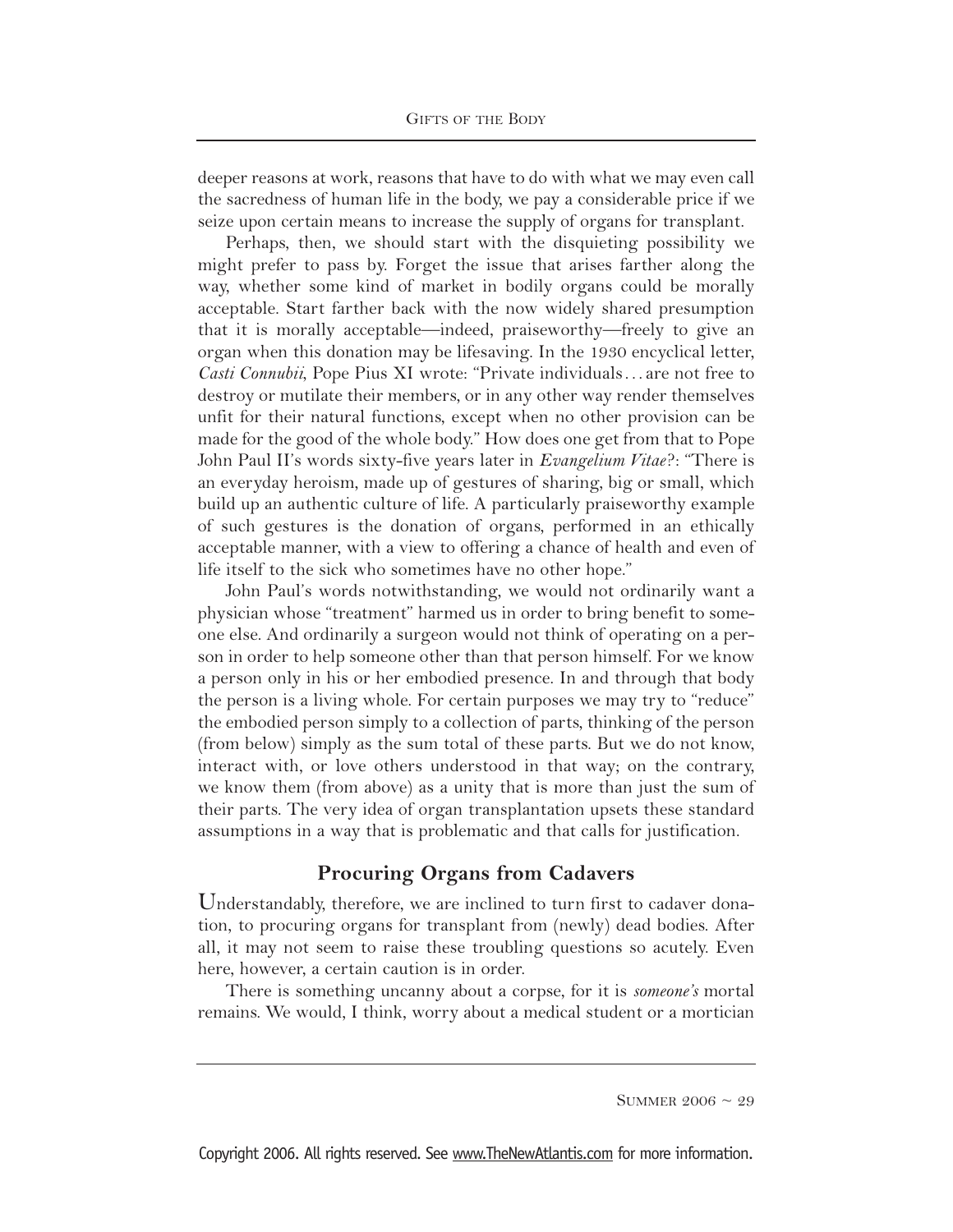deeper reasons at work, reasons that have to do with what we may even call the sacredness of human life in the body, we pay a considerable price if we seize upon certain means to increase the supply of organs for transplant.

Perhaps, then, we should start with the disquieting possibility we might prefer to pass by. Forget the issue that arises farther along the way, whether some kind of market in bodily organs could be morally acceptable. Start farther back with the now widely shared presumption that it is morally acceptable—indeed, praiseworthy—freely to give an organ when this donation may be lifesaving. In the 1930 encyclical letter, *Casti Connubii*, Pope Pius XI wrote: "Private individuals... are not free to destroy or mutilate their members, or in any other way render themselves unfit for their natural functions, except when no other provision can be made for the good of the whole body." How does one get from that to Pope John Paul II's words sixty-five years later in *Evangelium Vitae*?: "There is an everyday heroism, made up of gestures of sharing, big or small, which build up an authentic culture of life. A particularly praiseworthy example of such gestures is the donation of organs, performed in an ethically acceptable manner, with a view to offering a chance of health and even of life itself to the sick who sometimes have no other hope."

John Paul's words notwithstanding, we would not ordinarily want a physician whose "treatment" harmed us in order to bring benefit to someone else. And ordinarily a surgeon would not think of operating on a person in order to help someone other than that person himself. For we know a person only in his or her embodied presence. In and through that body the person is a living whole. For certain purposes we may try to "reduce" the embodied person simply to a collection of parts, thinking of the person (from below) simply as the sum total of these parts. But we do not know, interact with, or love others understood in that way; on the contrary, we know them (from above) as a unity that is more than just the sum of their parts. The very idea of organ transplantation upsets these standard assumptions in a way that is problematic and that calls for justification.

## Procuring Organs from Cadavers

Understandably, therefore, we are inclined to turn first to cadaver donation, to procuring organs for transplant from (newly) dead bodies. After all, it may not seem to raise these troubling questions so acutely. Even here, however, a certain caution is in order.

There is something uncanny about a corpse, for it is *someone's* mortal remains. We would, I think, worry about a medical student or a mortician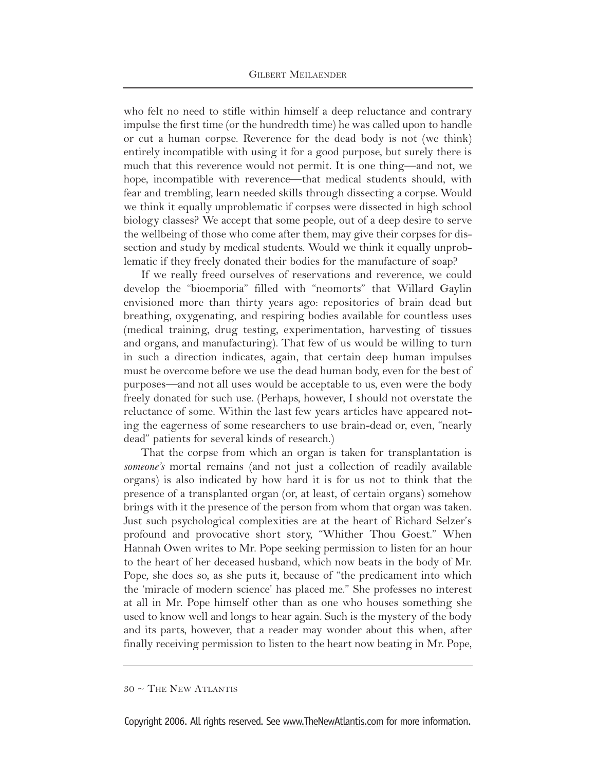who felt no need to stifle within himself a deep reluctance and contrary impulse the first time (or the hundredth time) he was called upon to handle or cut a human corpse. Reverence for the dead body is not (we think) entirely incompatible with using it for a good purpose, but surely there is much that this reverence would not permit. It is one thing—and not, we hope, incompatible with reverence—that medical students should, with fear and trembling, learn needed skills through dissecting a corpse. Would we think it equally unproblematic if corpses were dissected in high school biology classes? We accept that some people, out of a deep desire to serve the wellbeing of those who come after them, may give their corpses for dissection and study by medical students. Would we think it equally unproblematic if they freely donated their bodies for the manufacture of soap?

If we really freed ourselves of reservations and reverence, we could develop the "bioemporia" filled with "neomorts" that Willard Gaylin envisioned more than thirty years ago: repositories of brain dead but breathing, oxygenating, and respiring bodies available for countless uses (medical training, drug testing, experimentation, harvesting of tissues and organs, and manufacturing). That few of us would be willing to turn in such a direction indicates, again, that certain deep human impulses must be overcome before we use the dead human body, even for the best of purposes—and not all uses would be acceptable to us, even were the body freely donated for such use. (Perhaps, however, I should not overstate the reluctance of some. Within the last few years articles have appeared noting the eagerness of some researchers to use brain-dead or, even, "nearly dead" patients for several kinds of research.)

That the corpse from which an organ is taken for transplantation is *someone's* mortal remains (and not just a collection of readily available organs) is also indicated by how hard it is for us not to think that the presence of a transplanted organ (or, at least, of certain organs) somehow brings with it the presence of the person from whom that organ was taken. Just such psychological complexities are at the heart of Richard Selzer's profound and provocative short story, "Whither Thou Goest." When Hannah Owen writes to Mr. Pope seeking permission to listen for an hour to the heart of her deceased husband, which now beats in the body of Mr. Pope, she does so, as she puts it, because of "the predicament into which the 'miracle of modern science' has placed me." She professes no interest at all in Mr. Pope himself other than as one who houses something she used to know well and longs to hear again. Such is the mystery of the body and its parts, however, that a reader may wonder about this when, after finally receiving permission to listen to the heart now beating in Mr. Pope,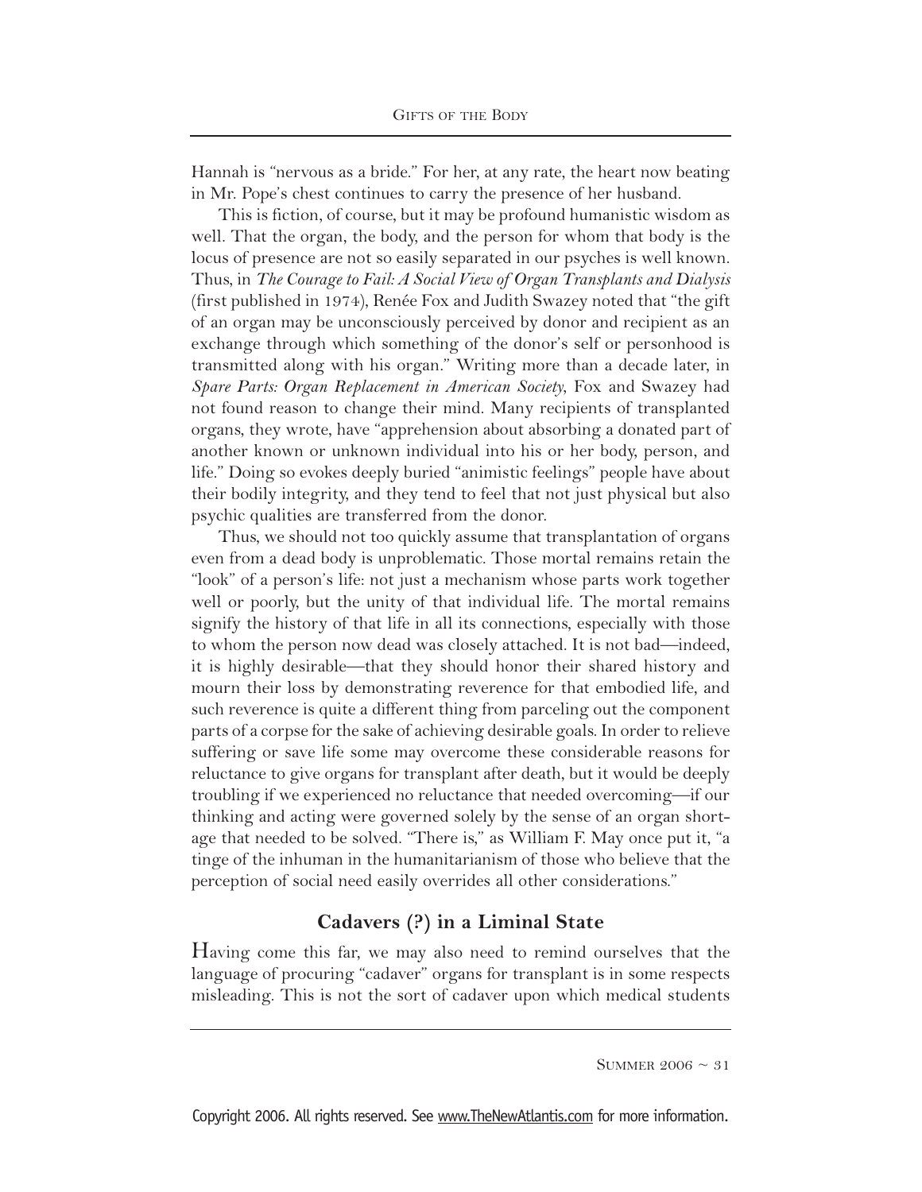Hannah is "nervous as a bride." For her, at any rate, the heart now beating in Mr. Pope's chest continues to carry the presence of her husband.

This is fiction, of course, but it may be profound humanistic wisdom as well. That the organ, the body, and the person for whom that body is the locus of presence are not so easily separated in our psyches is well known. Thus, in *The Courage to Fail: A Social View of Organ Transplants and Dialysis* (first published in 1974), Renée Fox and Judith Swazey noted that "the gift of an organ may be unconsciously perceived by donor and recipient as an exchange through which something of the donor's self or personhood is transmitted along with his organ." Writing more than a decade later, in *Spare Parts: Organ Replacement in American Society*, Fox and Swazey had not found reason to change their mind. Many recipients of transplanted organs, they wrote, have "apprehension about absorbing a donated part of another known or unknown individual into his or her body, person, and life." Doing so evokes deeply buried "animistic feelings" people have about their bodily integrity, and they tend to feel that not just physical but also psychic qualities are transferred from the donor.

Thus, we should not too quickly assume that transplantation of organs even from a dead body is unproblematic. Those mortal remains retain the "look" of a person's life: not just a mechanism whose parts work together well or poorly, but the unity of that individual life. The mortal remains signify the history of that life in all its connections, especially with those to whom the person now dead was closely attached. It is not bad—indeed, it is highly desirable—that they should honor their shared history and mourn their loss by demonstrating reverence for that embodied life, and such reverence is quite a different thing from parceling out the component parts of a corpse for the sake of achieving desirable goals. In order to relieve suffering or save life some may overcome these considerable reasons for reluctance to give organs for transplant after death, but it would be deeply troubling if we experienced no reluctance that needed overcoming—if our thinking and acting were governed solely by the sense of an organ shortage that needed to be solved. "There is," as William F. May once put it, "a tinge of the inhuman in the humanitarianism of those who believe that the perception of social need easily overrides all other considerations."

## Cadavers (?) in a Liminal State

Having come this far, we may also need to remind ourselves that the language of procuring "cadaver" organs for transplant is in some respects misleading. This is not the sort of cadaver upon which medical students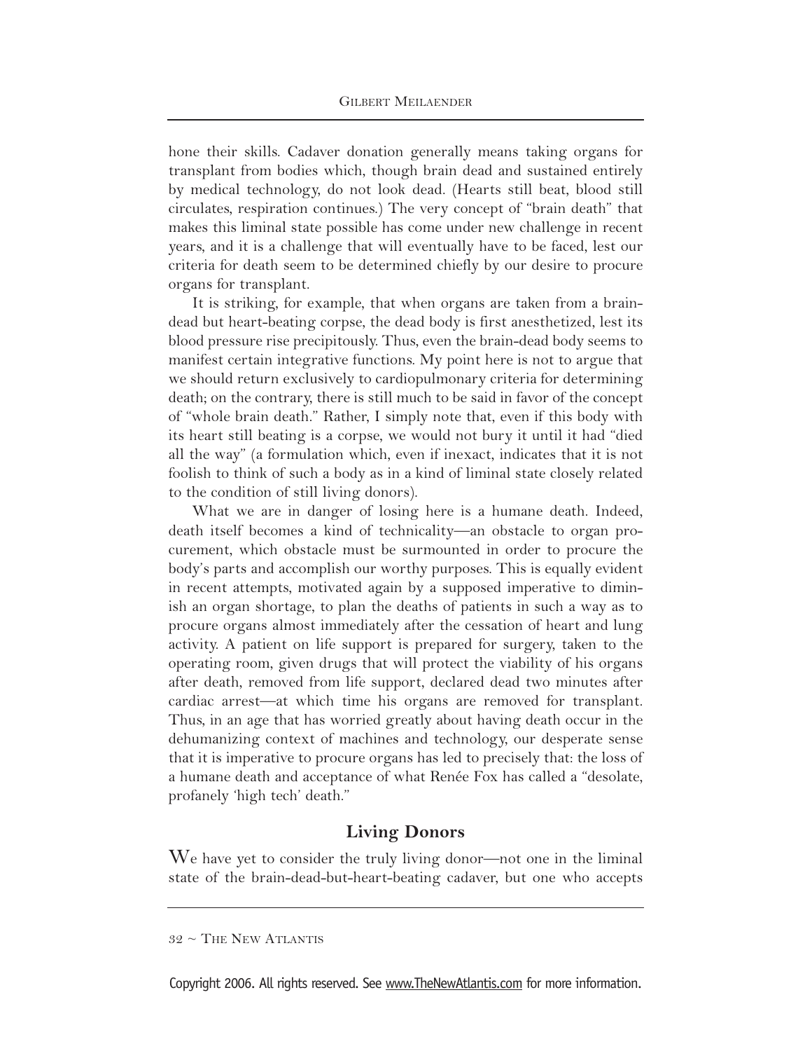hone their skills. Cadaver donation generally means taking organs for transplant from bodies which, though brain dead and sustained entirely by medical technology, do not look dead. (Hearts still beat, blood still circulates, respiration continues.) The very concept of "brain death" that makes this liminal state possible has come under new challenge in recent years, and it is a challenge that will eventually have to be faced, lest our criteria for death seem to be determined chiefly by our desire to procure organs for transplant.

It is striking, for example, that when organs are taken from a brain-dead but heart-beating corpse, the dead body is first anesthetized, lest its blood pressure rise precipitously. Thus, even the brain-dead body seems to manifest certain integrative functions. My point here is not to argue that we should return exclusively to cardiopulmonary criteria for determining death; on the contrary, there is still much to be said in favor of the concept of "whole brain death." Rather, I simply note that, even if this body with its heart still beating is a corpse, we would not bury it until it had "died all the way" (a formulation which, even if inexact, indicates that it is not foolish to think of such a body as in a kind of liminal state closely related to the condition of still living donors).

What we are in danger of losing here is a humane death. Indeed, death itself becomes a kind of technicality—an obstacle to organ procurement, which obstacle must be surmounted in order to procure the body's parts and accomplish our worthy purposes. This is equally evident in recent attempts, motivated again by a supposed imperative to diminish an organ shortage, to plan the deaths of patients in such a way as to procure organs almost immediately after the cessation of heart and lung activity. A patient on life support is prepared for surgery, taken to the operating room, given drugs that will protect the viability of his organs after death, removed from life support, declared dead two minutes after cardiac arrest—at which time his organs are removed for transplant. Thus, in an age that has worried greatly about having death occur in the dehumanizing context of machines and technology, our desperate sense that it is imperative to procure organs has led to precisely that: the loss of a humane death and acceptance of what Renée Fox has called a "desolate, profanely 'high tech' death."

## Living Donors

We have yet to consider the truly living donor—not one in the liminal state of the brain-dead-but-heart-beating cadaver, but one who accepts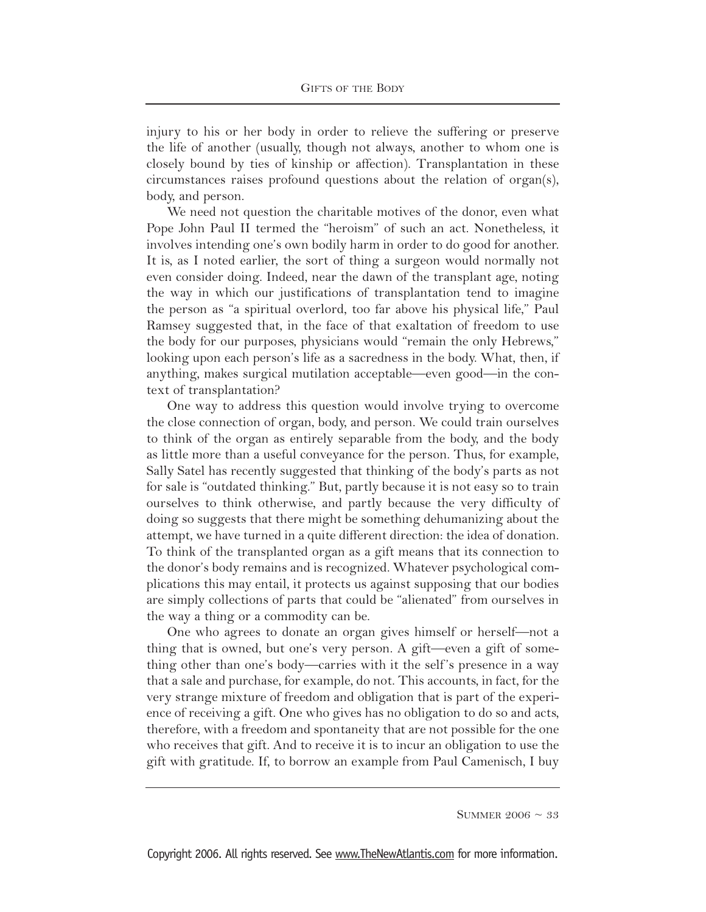injury to his or her body in order to relieve the suffering or preserve the life of another (usually, though not always, another to whom one is closely bound by ties of kinship or affection). Transplantation in these circumstances raises profound questions about the relation of organ(s), body, and person.

We need not question the charitable motives of the donor, even what Pope John Paul II termed the "heroism" of such an act. Nonetheless, it involves intending one's own bodily harm in order to do good for another. It is, as I noted earlier, the sort of thing a surgeon would normally not even consider doing. Indeed, near the dawn of the transplant age, noting the way in which our justifications of transplantation tend to imagine the person as "a spiritual overlord, too far above his physical life," Paul Ramsey suggested that, in the face of that exaltation of freedom to use the body for our purposes, physicians would "remain the only Hebrews," looking upon each person's life as a sacredness in the body. What, then, if anything, makes surgical mutilation acceptable—even good—in the context of transplantation?

One way to address this question would involve trying to overcome the close connection of organ, body, and person. We could train ourselves to think of the organ as entirely separable from the body, and the body as little more than a useful conveyance for the person. Thus, for example, Sally Satel has recently suggested that thinking of the body's parts as not for sale is "outdated thinking." But, partly because it is not easy so to train ourselves to think otherwise, and partly because the very difficulty of doing so suggests that there might be something dehumanizing about the attempt, we have turned in a quite different direction: the idea of donation. To think of the transplanted organ as a gift means that its connection to the donor's body remains and is recognized. Whatever psychological complications this may entail, it protects us against supposing that our bodies are simply collections of parts that could be "alienated" from ourselves in the way a thing or a commodity can be.

One who agrees to donate an organ gives himself or herself—not a thing that is owned, but one's very person. A gift—even a gift of something other than one's body—carries with it the self's presence in a way that a sale and purchase, for example, do not. This accounts, in fact, for the very strange mixture of freedom and obligation that is part of the experience of receiving a gift. One who gives has no obligation to do so and acts, therefore, with a freedom and spontaneity that are not possible for the one who receives that gift. And to receive it is to incur an obligation to use the gift with gratitude. If, to borrow an example from Paul Camenisch, I buy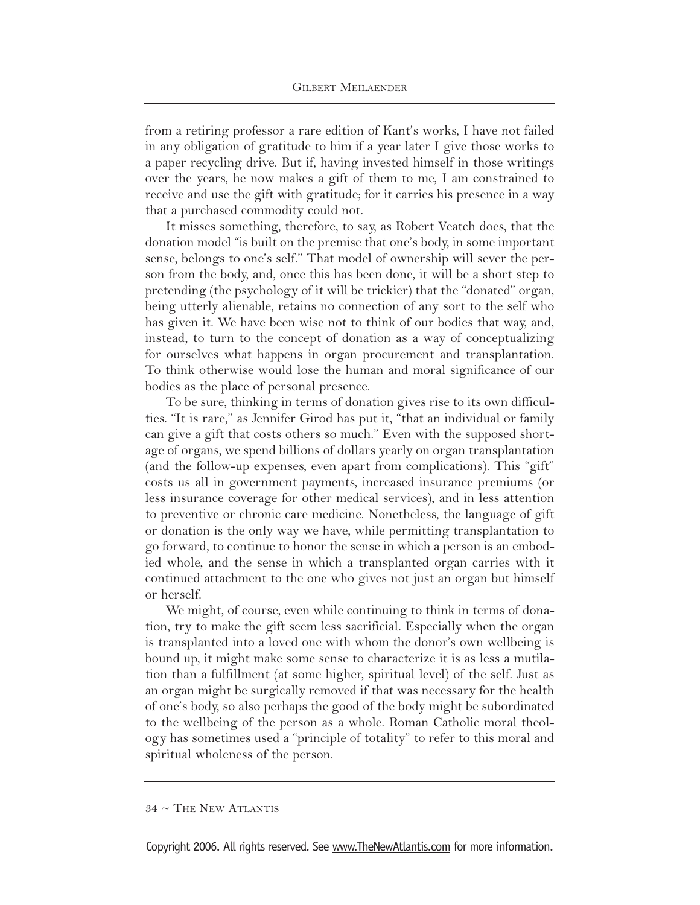from a retiring professor a rare edition of Kant's works, I have not failed in any obligation of gratitude to him if a year later I give those works to a paper recycling drive. But if, having invested himself in those writings over the years, he now makes a gift of them to me, I am constrained to receive and use the gift with gratitude; for it carries his presence in a way that a purchased commodity could not.

It misses something, therefore, to say, as Robert Veatch does, that the donation model "is built on the premise that one's body, in some important sense, belongs to one's self." That model of ownership will sever the person from the body, and, once this has been done, it will be a short step to pretending (the psychology of it will be trickier) that the "donated" organ, being utterly alienable, retains no connection of any sort to the self who has given it. We have been wise not to think of our bodies that way, and, instead, to turn to the concept of donation as a way of conceptualizing for ourselves what happens in organ procurement and transplantation. To think otherwise would lose the human and moral significance of our bodies as the place of personal presence.

To be sure, thinking in terms of donation gives rise to its own difficulties. "It is rare," as Jennifer Girod has put it, "that an individual or family can give a gift that costs others so much." Even with the supposed shortage of organs, we spend billions of dollars yearly on organ transplantation (and the follow-up expenses, even apart from complications). This "gift" costs us all in government payments, increased insurance premiums (or less insurance coverage for other medical services), and in less attention to preventive or chronic care medicine. Nonetheless, the language of gift or donation is the only way we have, while permitting transplantation to go forward, to continue to honor the sense in which a person is an embodied whole, and the sense in which a transplanted organ carries with it continued attachment to the one who gives not just an organ but himself or herself.

We might, of course, even while continuing to think in terms of donation, try to make the gift seem less sacrificial. Especially when the organ is transplanted into a loved one with whom the donor's own wellbeing is bound up, it might make some sense to characterize it is as less a mutilation than a fulfillment (at some higher, spiritual level) of the self. Just as an organ might be surgically removed if that was necessary for the health of one's body, so also perhaps the good of the body might be subordinated to the wellbeing of the person as a whole. Roman Catholic moral theology has sometimes used a "principle of totality" to refer to this moral and spiritual wholeness of the person.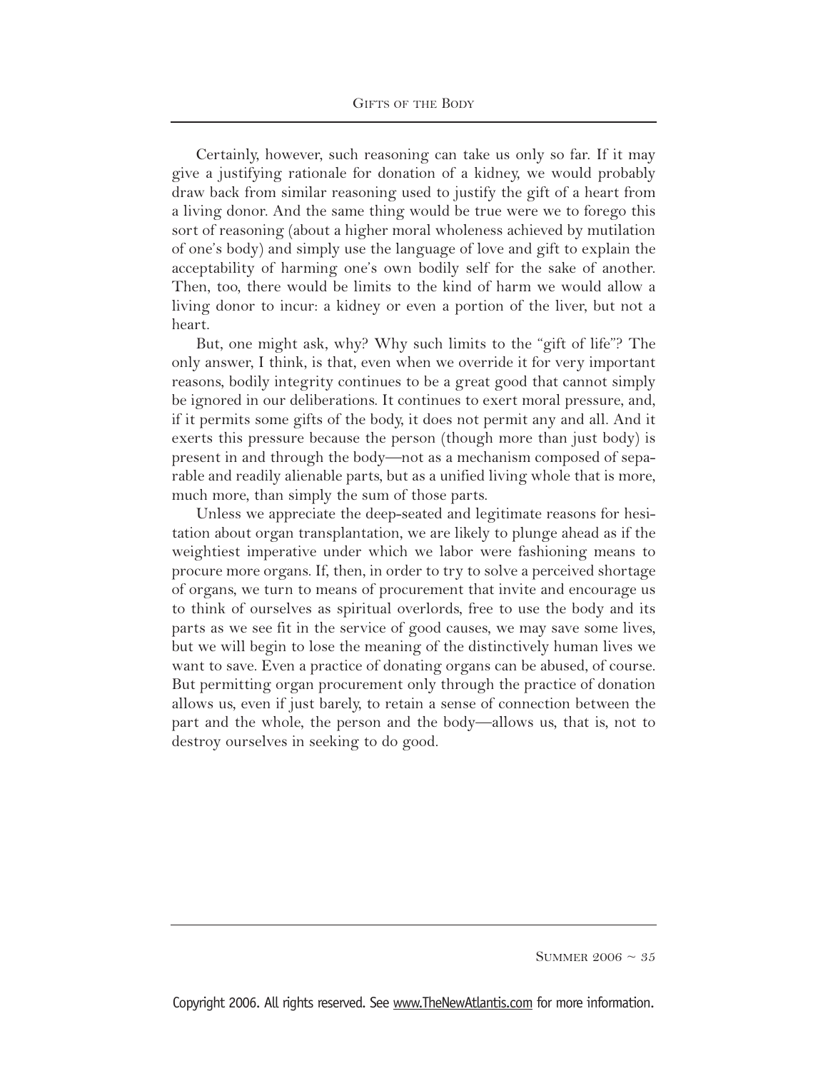Certainly, however, such reasoning can take us only so far. If it may give a justifying rationale for donation of a kidney, we would probably draw back from similar reasoning used to justify the gift of a heart from a living donor. And the same thing would be true were we to forego this sort of reasoning (about a higher moral wholeness achieved by mutilation of one's body) and simply use the language of love and gift to explain the acceptability of harming one's own bodily self for the sake of another. Then, too, there would be limits to the kind of harm we would allow a living donor to incur: a kidney or even a portion of the liver, but not a heart.

But, one might ask, why? Why such limits to the "gift of life"? The only answer, I think, is that, even when we override it for very important reasons, bodily integrity continues to be a great good that cannot simply be ignored in our deliberations. It continues to exert moral pressure, and, if it permits some gifts of the body, it does not permit any and all. And it exerts this pressure because the person (though more than just body) is present in and through the body—not as a mechanism composed of separable and readily alienable parts, but as a unified living whole that is more, much more, than simply the sum of those parts.

Unless we appreciate the deep-seated and legitimate reasons for hesitation about organ transplantation, we are likely to plunge ahead as if the weightiest imperative under which we labor were fashioning means to procure more organs. If, then, in order to try to solve a perceived shortage of organs, we turn to means of procurement that invite and encourage us to think of ourselves as spiritual overlords, free to use the body and its parts as we see fit in the service of good causes, we may save some lives, but we will begin to lose the meaning of the distinctively human lives we want to save. Even a practice of donating organs can be abused, of course. But permitting organ procurement only through the practice of donation allows us, even if just barely, to retain a sense of connection between the part and the whole, the person and the body—allows us, that is, not to destroy ourselves in seeking to do good.